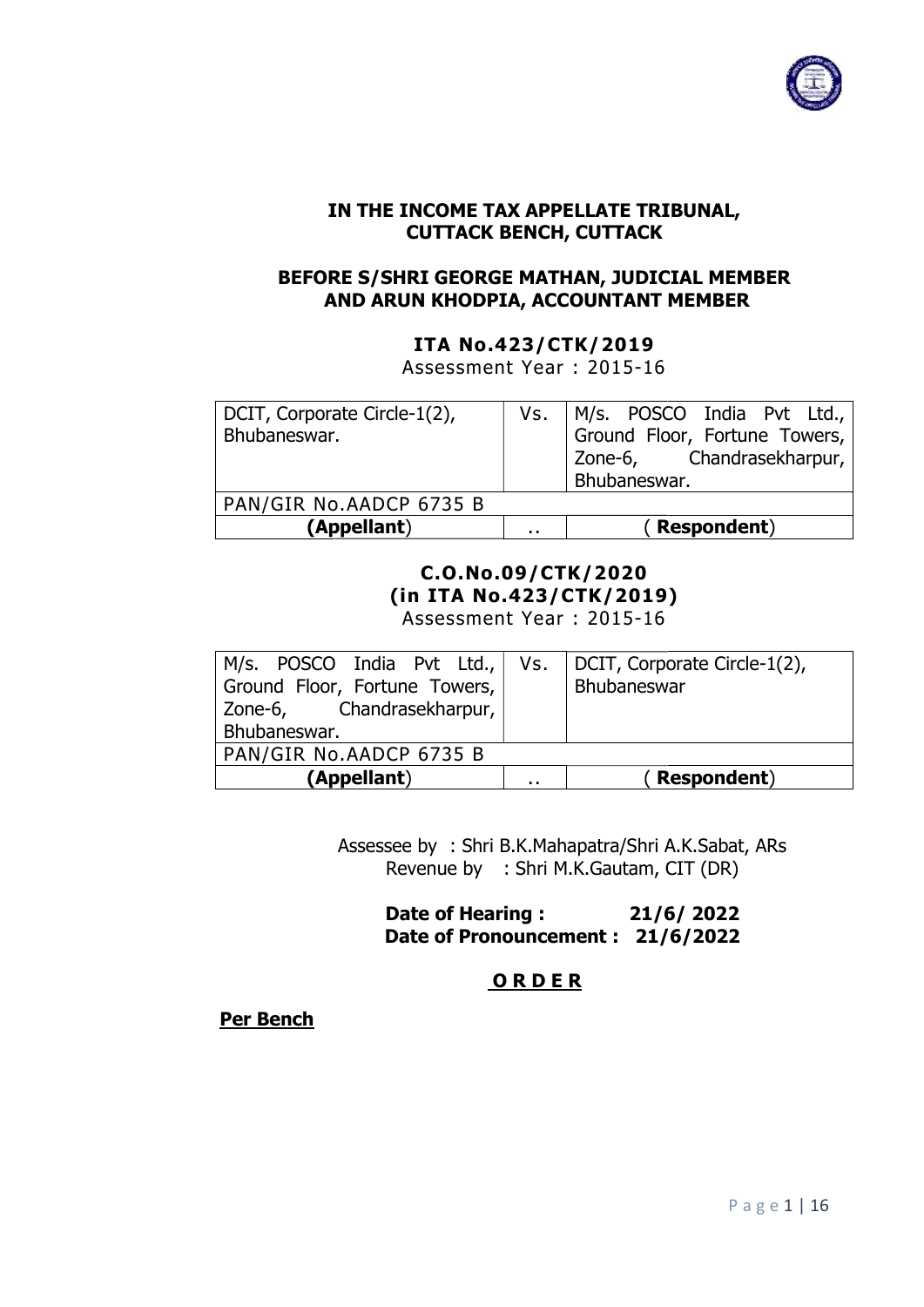**IN THE INCOME TAX APPELLATE TRIBUNAL,**
**CUTTACK BENCH, CUTTACK**

**BEFORE S/SHRI GEORGE MATHAN, JUDICIAL MEMBER**
**AND ARUN KHODPIA, ACCOUNTANT MEMBER**

**ITA No.423/CTK/2019**
Assessment Year : 2015-16

| DCIT, Corporate Circle-1(2), Bhubaneswar. | Vs. | M/s. POSCO India Pvt Ltd., Ground Floor, Fortune Towers, Zone-6, Chandrasekharpur, Bhubaneswar. |
|---|---|---|
| PAN/GIR No.AADCP 6735 B | | |
| **(Appellant)** | .. | ( **Respondent**) |

**C.O.No.09/CTK/2020**
**(in ITA No.423/CTK/2019)**
Assessment Year : 2015-16

| M/s. POSCO India Pvt Ltd., Ground Floor, Fortune Towers, Zone-6, Chandrasekharpur, Bhubaneswar. | Vs. | DCIT, Corporate Circle-1(2), Bhubaneswar |
|---|---|---|
| PAN/GIR No.AADCP 6735 B | | |
| **(Appellant)** | .. | ( **Respondent**) |

Assessee by : Shri B.K.Mahapatra/Shri A.K.Sabat, ARs
Revenue by : Shri M.K.Gautam, CIT (DR)

**Date of Hearing : 21/6/ 2022**
**Date of Pronouncement : 21/6/2022**

**O R D E R**

**Per Bench**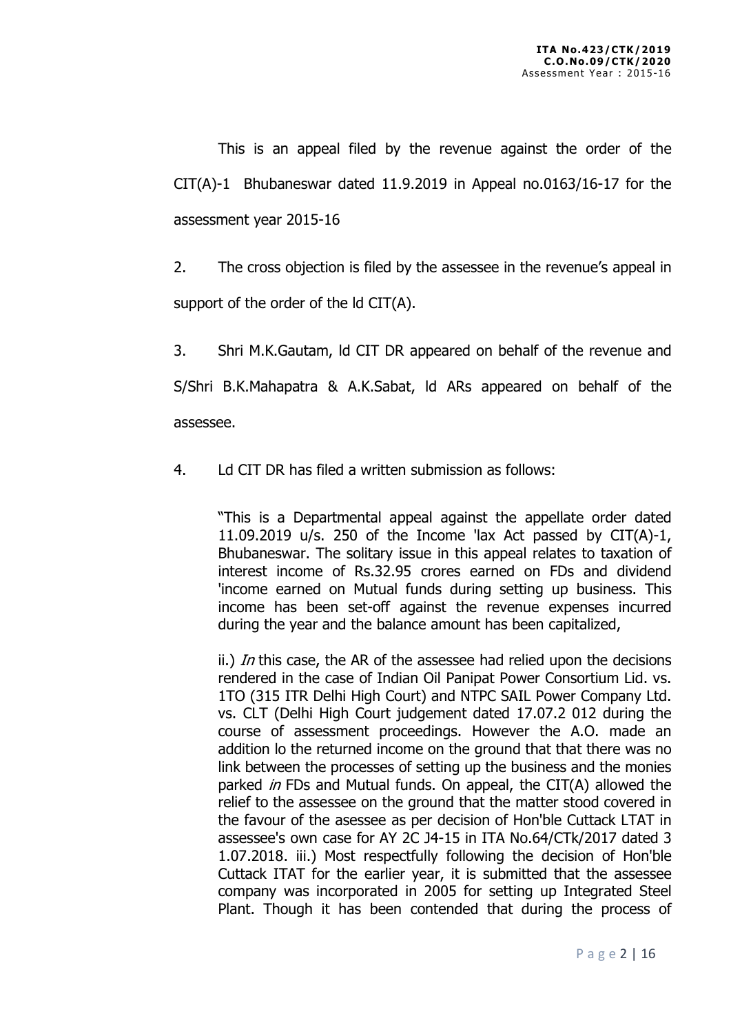This is an appeal filed by the revenue against the order of the CIT(A)-1 Bhubaneswar dated 11.9.2019 in Appeal no.0163/16-17 for the assessment year 2015-16

2. The cross objection is filed by the assessee in the revenue's appeal in support of the order of the ld CIT(A).

3. Shri M.K.Gautam, ld CIT DR appeared on behalf of the revenue and S/Shri B.K.Mahapatra & A.K.Sabat, ld ARs appeared on behalf of the assessee.

4. Ld CIT DR has filed a written submission as follows:

> "This is a Departmental appeal against the appellate order dated 11.09.2019 u/s. 250 of the Income 'lax Act passed by CIT(A)-1, Bhubaneswar. The solitary issue in this appeal relates to taxation of interest income of Rs.32.95 crores earned on FDs and dividend 'income earned on Mutual funds during setting up business. This income has been set-off against the revenue expenses incurred during the year and the balance amount has been capitalized,
>
> ii.) *In* this case, the AR of the assessee had relied upon the decisions rendered in the case of Indian Oil Panipat Power Consortium Lid. vs. 1TO (315 ITR Delhi High Court) and NTPC SAIL Power Company Ltd. vs. CLT (Delhi High Court judgement dated 17.07.2 012 during the course of assessment proceedings. However the A.O. made an addition lo the returned income on the ground that that there was no link between the processes of setting up the business and the monies parked *in* FDs and Mutual funds. On appeal, the CIT(A) allowed the relief to the assessee on the ground that the matter stood covered in the favour of the asessee as per decision of Hon'ble Cuttack LTAT in assessee's own case for AY 2C J4-15 in ITA No.64/CTk/2017 dated 3 1.07.2018. iii.) Most respectfully following the decision of Hon'ble Cuttack ITAT for the earlier year, it is submitted that the assessee company was incorporated in 2005 for setting up Integrated Steel Plant. Though it has been contended that during the process of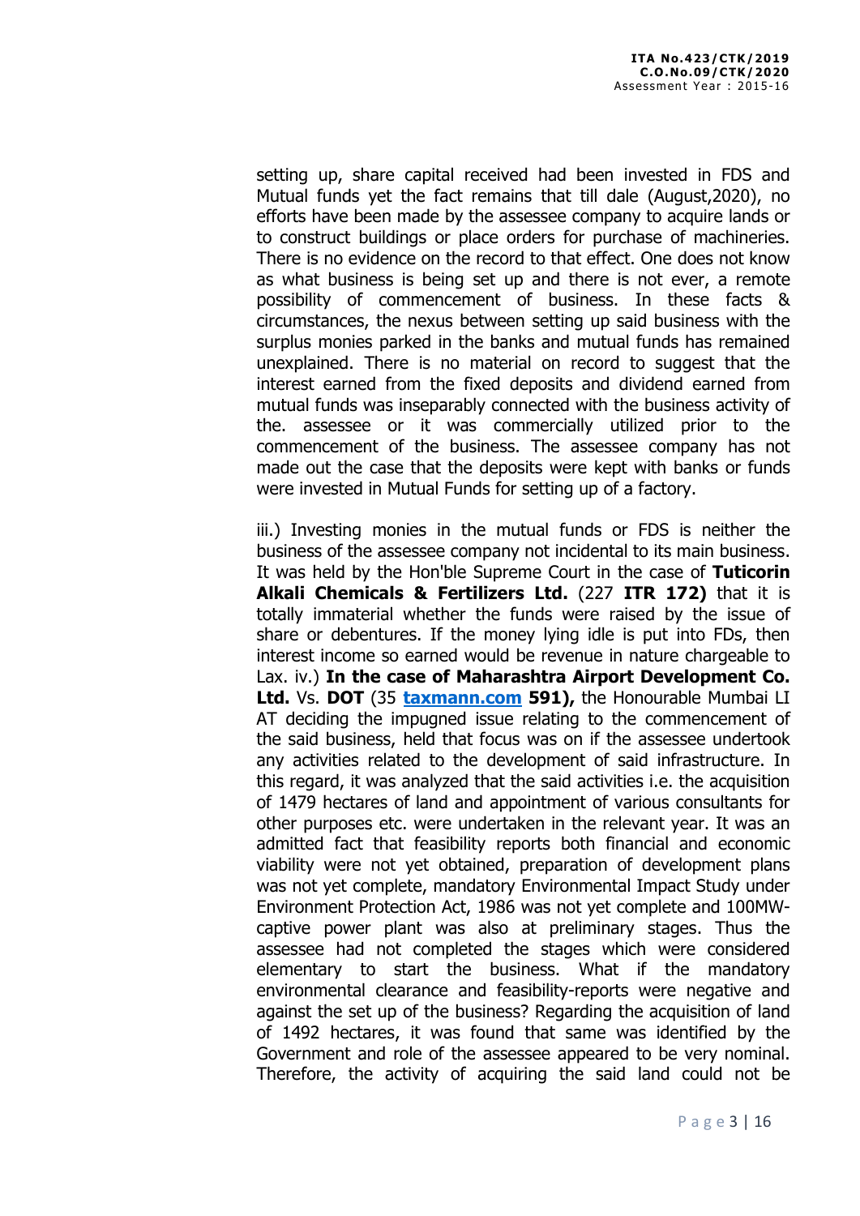setting up, share capital received had been invested in FDS and Mutual funds yet the fact remains that till dale (August,2020), no efforts have been made by the assessee company to acquire lands or to construct buildings or place orders for purchase of machineries. There is no evidence on the record to that effect. One does not know as what business is being set up and there is not ever, a remote possibility of commencement of business. In these facts & circumstances, the nexus between setting up said business with the surplus monies parked in the banks and mutual funds has remained unexplained. There is no material on record to suggest that the interest earned from the fixed deposits and dividend earned from mutual funds was inseparably connected with the business activity of the. assessee or it was commercially utilized prior to the commencement of the business. The assessee company has not made out the case that the deposits were kept with banks or funds were invested in Mutual Funds for setting up of a factory.

iii.) Investing monies in the mutual funds or FDS is neither the business of the assessee company not incidental to its main business. It was held by the Hon'ble Supreme Court in the case of **Tuticorin Alkali Chemicals & Fertilizers Ltd.** (227 **ITR 172)** that it is totally immaterial whether the funds were raised by the issue of share or debentures. If the money lying idle is put into FDs, then interest income so earned would be revenue in nature chargeable to Lax. iv.) **In the case of Maharashtra Airport Development Co. Ltd.** Vs. **DOT** (35 **taxmann.com 591),** the Honourable Mumbai LI AT deciding the impugned issue relating to the commencement of the said business, held that focus was on if the assessee undertook any activities related to the development of said infrastructure. In this regard, it was analyzed that the said activities i.e. the acquisition of 1479 hectares of land and appointment of various consultants for other purposes etc. were undertaken in the relevant year. It was an admitted fact that feasibility reports both financial and economic viability were not yet obtained, preparation of development plans was not yet complete, mandatory Environmental Impact Study under Environment Protection Act, 1986 was not yet complete and 100MW-captive power plant was also at preliminary stages. Thus the assessee had not completed the stages which were considered elementary to start the business. What if the mandatory environmental clearance and feasibility-reports were negative and against the set up of the business? Regarding the acquisition of land of 1492 hectares, it was found that same was identified by the Government and role of the assessee appeared to be very nominal. Therefore, the activity of acquiring the said land could not be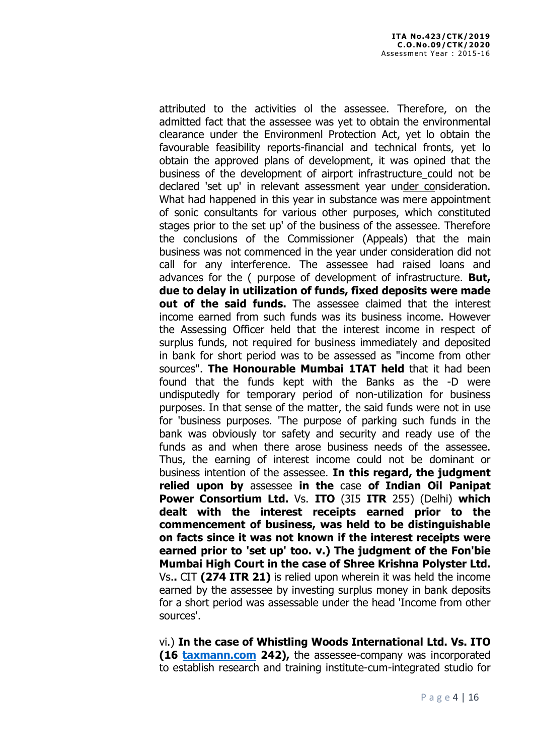attributed to the activities ol the assessee. Therefore, on the admitted fact that the assessee was yet to obtain the environmental clearance under the Environmenl Protection Act, yet lo obtain the favourable feasibility reports-financial and technical fronts, yet lo obtain the approved plans of development, it was opined that the business of the development of airport infrastructure could not be declared 'set up' in relevant assessment year under consideration. What had happened in this year in substance was mere appointment of sonic consultants for various other purposes, which constituted stages prior to the set up' of the business of the assessee. Therefore the conclusions of the Commissioner (Appeals) that the main business was not commenced in the year under consideration did not call for any interference. The assessee had raised loans and advances for the ( purpose of development of infrastructure. **But, due to delay in utilization of funds, fixed deposits were made out of the said funds.** The assessee claimed that the interest income earned from such funds was its business income. However the Assessing Officer held that the interest income in respect of surplus funds, not required for business immediately and deposited in bank for short period was to be assessed as "income from other sources". **The Honourable Mumbai 1TAT held** that it had been found that the funds kept with the Banks as the -D were undisputedly for temporary period of non-utilization for business purposes. In that sense of the matter, the said funds were not in use for 'business purposes. 'The purpose of parking such funds in the bank was obviously tor safety and security and ready use of the funds as and when there arose business needs of the assessee. Thus, the earning of interest income could not be dominant or business intention of the assessee. **In this regard, the judgment relied upon by** assessee **in the** case **of Indian Oil Panipat Power Consortium Ltd.** Vs. **ITO** (3I5 **ITR** 255) (Delhi) **which dealt with the interest receipts earned prior to the commencement of business, was held to be distinguishable on facts since it was not known if the interest receipts were earned prior to 'set up' too. v.) The judgment of the Fon'bie Mumbai High Court in the case of Shree Krishna Polyster Ltd.** Vs**.** CIT **(274 ITR 21)** is relied upon wherein it was held the income earned by the assessee by investing surplus money in bank deposits for a short period was assessable under the head 'Income from other sources'.

vi.) **In the case of Whistling Woods International Ltd. Vs. ITO (16 taxmann.com 242),** the assessee-company was incorporated to establish research and training institute-cum-integrated studio for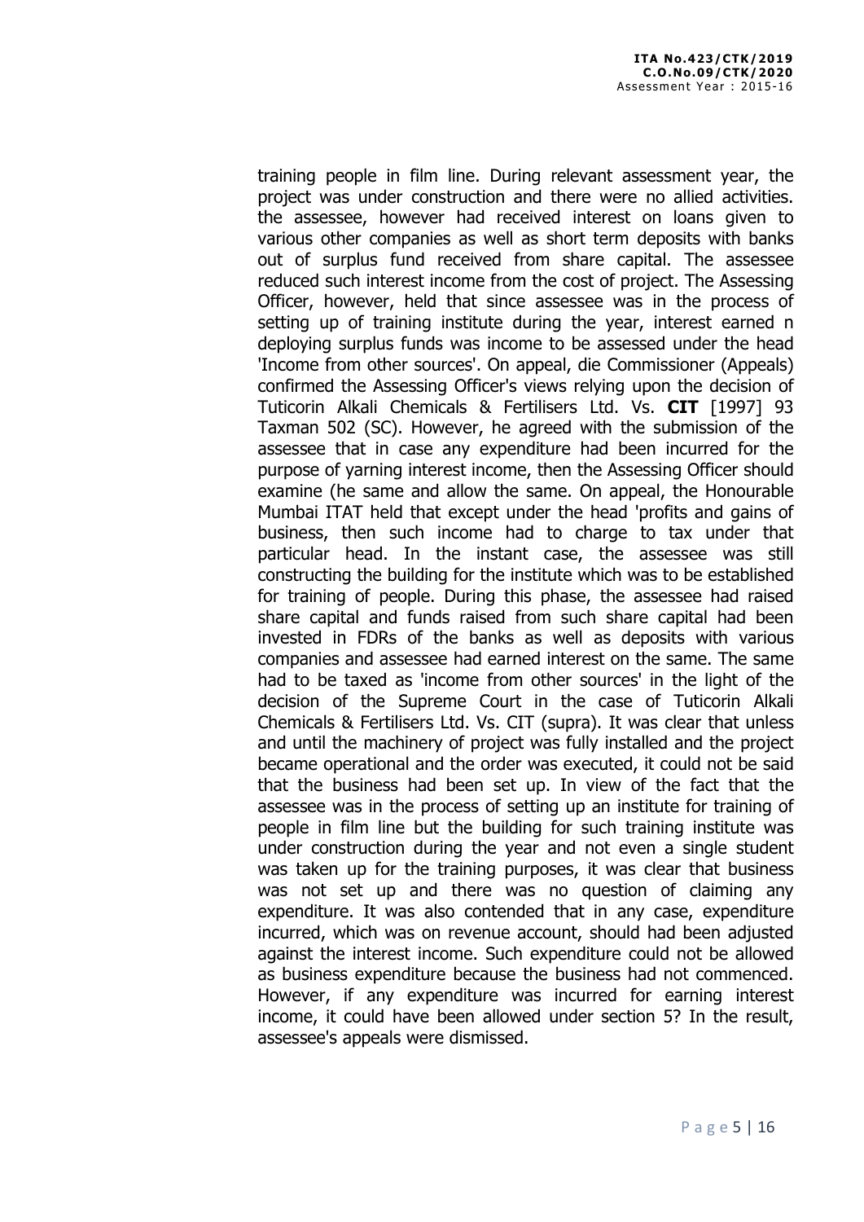training people in film line. During relevant assessment year, the project was under construction and there were no allied activities. the assessee, however had received interest on loans given to various other companies as well as short term deposits with banks out of surplus fund received from share capital. The assessee reduced such interest income from the cost of project. The Assessing Officer, however, held that since assessee was in the process of setting up of training institute during the year, interest earned n deploying surplus funds was income to be assessed under the head 'Income from other sources'. On appeal, die Commissioner (Appeals) confirmed the Assessing Officer's views relying upon the decision of Tuticorin Alkali Chemicals & Fertilisers Ltd. Vs. **CIT** [1997] 93 Taxman 502 (SC). However, he agreed with the submission of the assessee that in case any expenditure had been incurred for the purpose of yarning interest income, then the Assessing Officer should examine (he same and allow the same. On appeal, the Honourable Mumbai ITAT held that except under the head 'profits and gains of business, then such income had to charge to tax under that particular head. In the instant case, the assessee was still constructing the building for the institute which was to be established for training of people. During this phase, the assessee had raised share capital and funds raised from such share capital had been invested in FDRs of the banks as well as deposits with various companies and assessee had earned interest on the same. The same had to be taxed as 'income from other sources' in the light of the decision of the Supreme Court in the case of Tuticorin Alkali Chemicals & Fertilisers Ltd. Vs. CIT (supra). It was clear that unless and until the machinery of project was fully installed and the project became operational and the order was executed, it could not be said that the business had been set up. In view of the fact that the assessee was in the process of setting up an institute for training of people in film line but the building for such training institute was under construction during the year and not even a single student was taken up for the training purposes, it was clear that business was not set up and there was no question of claiming any expenditure. It was also contended that in any case, expenditure incurred, which was on revenue account, should had been adjusted against the interest income. Such expenditure could not be allowed as business expenditure because the business had not commenced. However, if any expenditure was incurred for earning interest income, it could have been allowed under section 5? In the result, assessee's appeals were dismissed.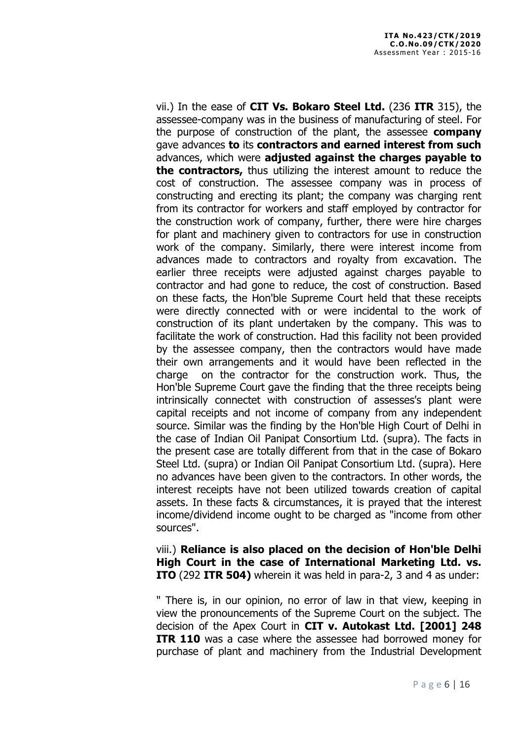vii.) In the ease of **CIT Vs. Bokaro Steel Ltd.** (236 **ITR** 315), the assessee-company was in the business of manufacturing of steel. For the purpose of construction of the plant, the assessee **company** gave advances **to** its **contractors and earned interest from such** advances, which were **adjusted against the charges payable to the contractors,** thus utilizing the interest amount to reduce the cost of construction. The assessee company was in process of constructing and erecting its plant; the company was charging rent from its contractor for workers and staff employed by contractor for the construction work of company, further, there were hire charges for plant and machinery given to contractors for use in construction work of the company. Similarly, there were interest income from advances made to contractors and royalty from excavation. The earlier three receipts were adjusted against charges payable to contractor and had gone to reduce, the cost of construction. Based on these facts, the Hon'ble Supreme Court held that these receipts were directly connected with or were incidental to the work of construction of its plant undertaken by the company. This was to facilitate the work of construction. Had this facility not been provided by the assessee company, then the contractors would have made their own arrangements and it would have been reflected in the charge on the contractor for the construction work. Thus, the Hon'ble Supreme Court gave the finding that the three receipts being intrinsically connectet with construction of assesses's plant were capital receipts and not income of company from any independent source. Similar was the finding by the Hon'ble High Court of Delhi in the case of Indian Oil Panipat Consortium Ltd. (supra). The facts in the present case are totally different from that in the case of Bokaro Steel Ltd. (supra) or Indian Oil Panipat Consortium Ltd. (supra). Here no advances have been given to the contractors. In other words, the interest receipts have not been utilized towards creation of capital assets. In these facts & circumstances, it is prayed that the interest income/dividend income ought to be charged as "income from other sources".

viii.) **Reliance is also placed on the decision of Hon'ble Delhi High Court in the case of International Marketing Ltd. vs. ITO** (292 **ITR 504)** wherein it was held in para-2, 3 and 4 as under:

" There is, in our opinion, no error of law in that view, keeping in view the pronouncements of the Supreme Court on the subject. The decision of the Apex Court in **CIT v. Autokast Ltd. [2001] 248 ITR 110** was a case where the assessee had borrowed money for purchase of plant and machinery from the Industrial Development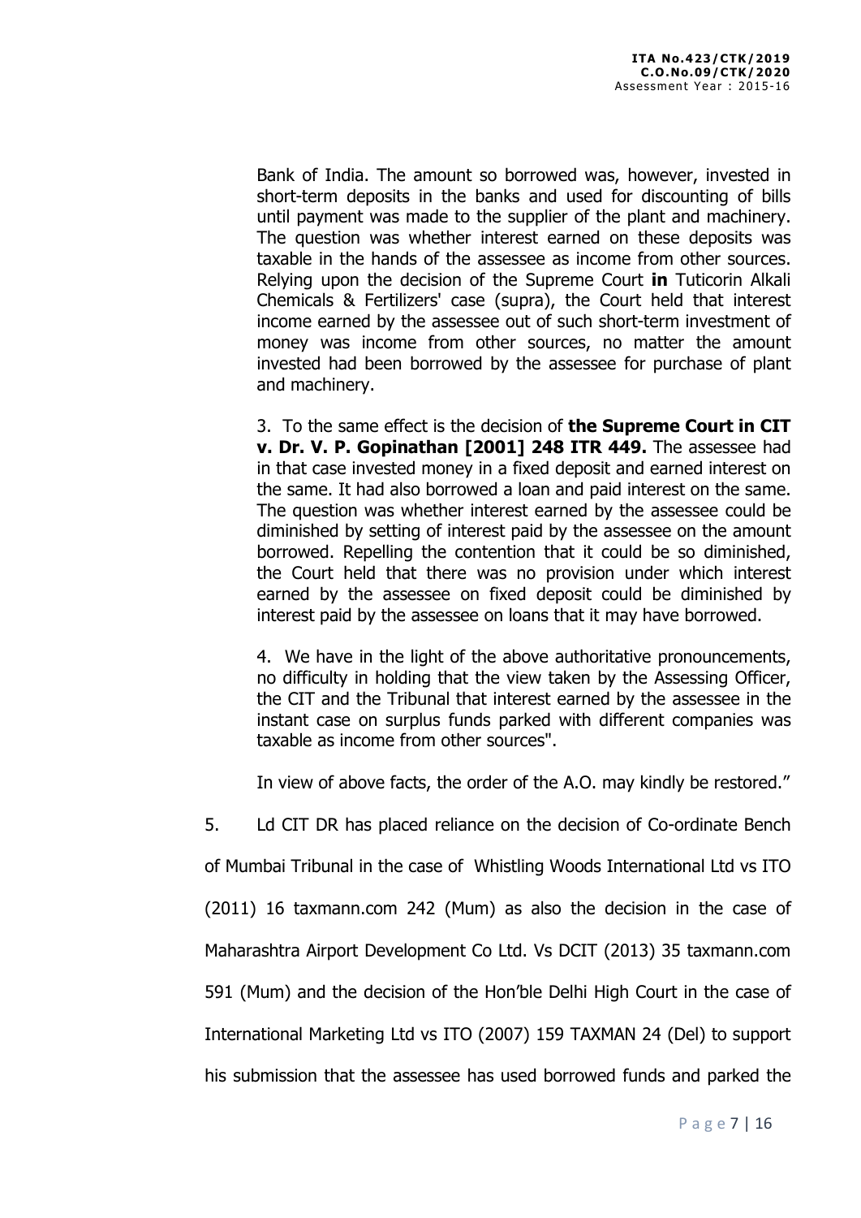> Bank of India. The amount so borrowed was, however, invested in short-term deposits in the banks and used for discounting of bills until payment was made to the supplier of the plant and machinery. The question was whether interest earned on these deposits was taxable in the hands of the assessee as income from other sources. Relying upon the decision of the Supreme Court **in** Tuticorin Alkali Chemicals & Fertilizers' case (supra), the Court held that interest income earned by the assessee out of such short-term investment of money was income from other sources, no matter the amount invested had been borrowed by the assessee for purchase of plant and machinery.
>
> 3. To the same effect is the decision of **the Supreme Court in CIT v. Dr. V. P. Gopinathan [2001] 248 ITR 449.** The assessee had in that case invested money in a fixed deposit and earned interest on the same. It had also borrowed a loan and paid interest on the same. The question was whether interest earned by the assessee could be diminished by setting of interest paid by the assessee on the amount borrowed. Repelling the contention that it could be so diminished, the Court held that there was no provision under which interest earned by the assessee on fixed deposit could be diminished by interest paid by the assessee on loans that it may have borrowed.
>
> 4. We have in the light of the above authoritative pronouncements, no difficulty in holding that the view taken by the Assessing Officer, the CIT and the Tribunal that interest earned by the assessee in the instant case on surplus funds parked with different companies was taxable as income from other sources".
>
> In view of above facts, the order of the A.O. may kindly be restored."

5. Ld CIT DR has placed reliance on the decision of Co-ordinate Bench of Mumbai Tribunal in the case of Whistling Woods International Ltd vs ITO (2011) 16 taxmann.com 242 (Mum) as also the decision in the case of Maharashtra Airport Development Co Ltd. Vs DCIT (2013) 35 taxmann.com 591 (Mum) and the decision of the Hon'ble Delhi High Court in the case of International Marketing Ltd vs ITO (2007) 159 TAXMAN 24 (Del) to support his submission that the assessee has used borrowed funds and parked the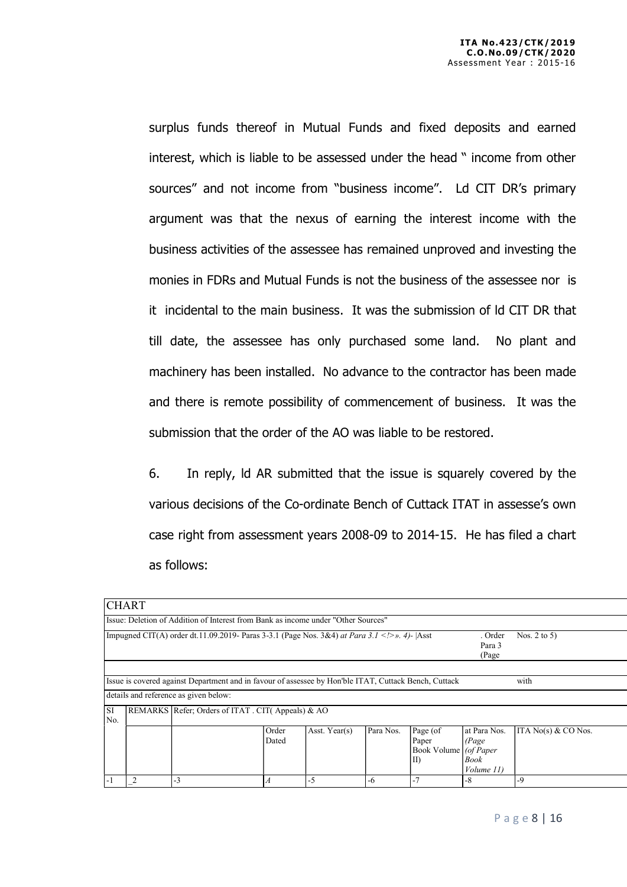surplus funds thereof in Mutual Funds and fixed deposits and earned interest, which is liable to be assessed under the head " income from other sources" and not income from "business income". Ld CIT DR's primary argument was that the nexus of earning the interest income with the business activities of the assessee has remained unproved and investing the monies in FDRs and Mutual Funds is not the business of the assessee nor is it incidental to the main business. It was the submission of ld CIT DR that till date, the assessee has only purchased some land. No plant and machinery has been installed. No advance to the contractor has been made and there is remote possibility of commencement of business. It was the submission that the order of the AO was liable to be restored.

6. In reply, ld AR submitted that the issue is squarely covered by the various decisions of the Co-ordinate Bench of Cuttack ITAT in assesse's own case right from assessment years 2008-09 to 2014-15. He has filed a chart as follows:

| CHART | | | | | | | | |
|---|---|---|---|---|---|---|---|---|
| Issue: Deletion of Addition of Interest from Bank as income under "Other Sources" | | | | | | | | |
| Impugned CIT(A) order dt.11.09.2019- Paras 3-3.1 (Page Nos. 3&4) *at Para 3.1 <!>». 4)-* \|Asst | | | | | | | . Order Para 3 (Page | Nos. 2 to 5) |
| | | | | | | | | |
| Issue is covered against Department and in favour of assessee by Hon'ble ITAT, Cuttack Bench, Cuttack | | | | | | | | with |
| details and reference as given below: | | | | | | | | |
| SI No. | REMARKS | Refer; Orders of ITAT . CIT( Appeals) & AO | | | | | | |
| | | | Order Dated | Asst. Year(s) | Para Nos. | Page (of Paper Book Volume II) | at Para Nos. *(Page (of Paper Book Volume 11)* | ITA No(s) & CO Nos. |
| -1 | _2 | -3 | *A* | -5 | -6 | -7 | -8 | -9 |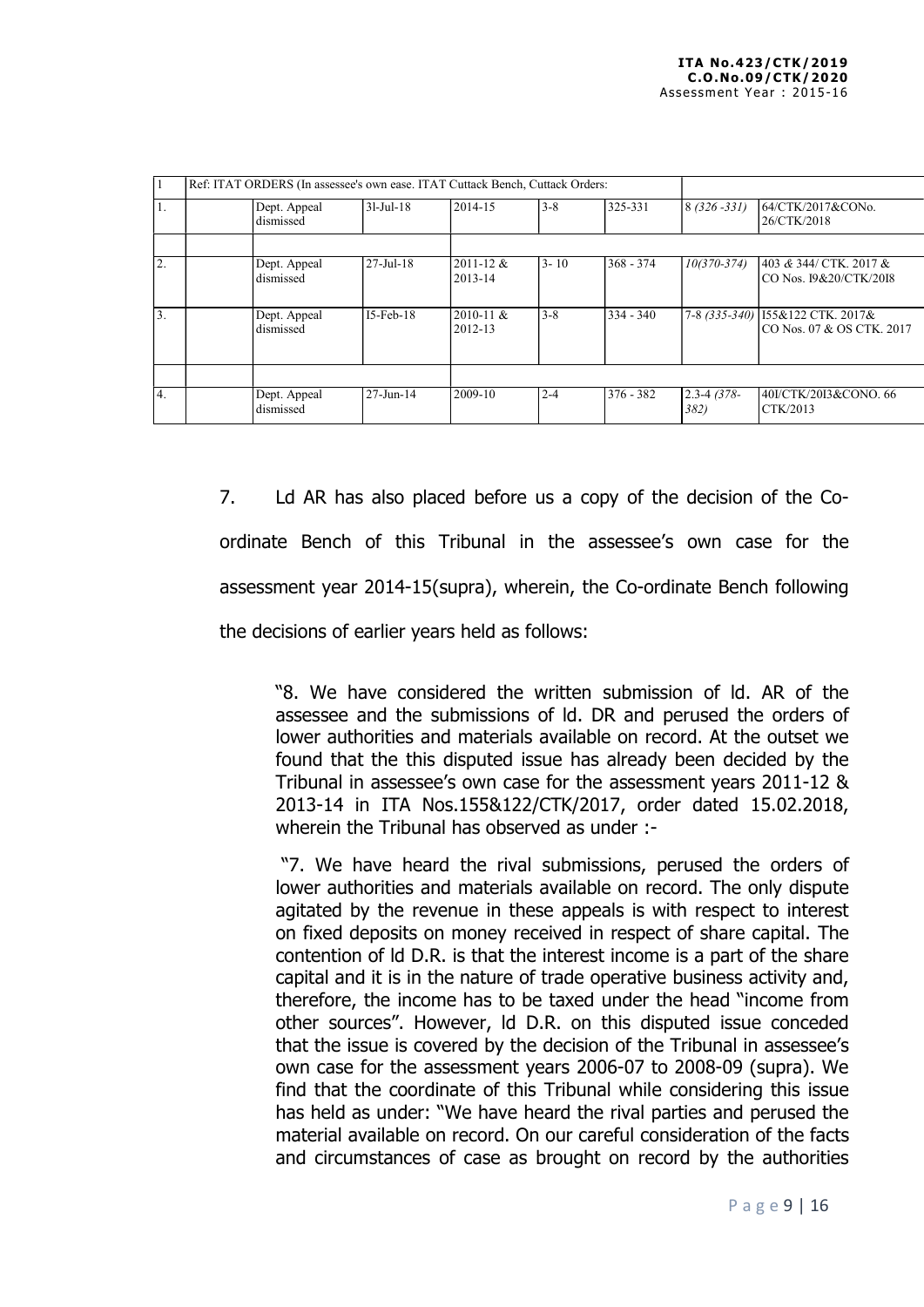| 1 | Ref: ITAT ORDERS (In assessee's own ease. ITAT Cuttack Bench, Cuttack Orders: | | | | | | |
|---|---|---|---|---|---|---|---|
| 1. | | Dept. Appeal dismissed | 3l-Jul-18 | 2014-15 | 3-8 | 325-331 | 8 *(326 -331)* | 64/CTK/2017&CONo. 26/CTK/2018 |
| | | | | | | | | |
| 2. | | Dept. Appeal dismissed | 27-Jul-18 | 2011-12 & 2013-14 | 3- 10 | 368 - 374 | *10(370-374)* | 403 & 344/ CTK. 2017 & CO Nos. I9&20/CTK/20I8 |
| 3. | | Dept. Appeal dismissed | I5-Feb-18 | 2010-11 & 2012-13 | 3-8 | 334 - 340 | 7-8 *(335-340)* | I55&122 CTK. 2017& CO Nos. 07 & OS CTK. 2017 |
| | | | | | | | | |
| 4. | | Dept. Appeal dismissed | 27-Jun-14 | 2009-10 | 2-4 | 376 - 382 | 2.3-4 *(378-382)* | 40I/CTK/20I3&CONO. 66 CTK/2013 |

7. Ld AR has also placed before us a copy of the decision of the Co-ordinate Bench of this Tribunal in the assessee's own case for the assessment year 2014-15(supra), wherein, the Co-ordinate Bench following the decisions of earlier years held as follows:

> "8. We have considered the written submission of ld. AR of the assessee and the submissions of ld. DR and perused the orders of lower authorities and materials available on record. At the outset we found that the this disputed issue has already been decided by the Tribunal in assessee's own case for the assessment years 2011-12 & 2013-14 in ITA Nos.155&122/CTK/2017, order dated 15.02.2018, wherein the Tribunal has observed as under :-
>
> "7. We have heard the rival submissions, perused the orders of lower authorities and materials available on record. The only dispute agitated by the revenue in these appeals is with respect to interest on fixed deposits on money received in respect of share capital. The contention of ld D.R. is that the interest income is a part of the share capital and it is in the nature of trade operative business activity and, therefore, the income has to be taxed under the head "income from other sources". However, ld D.R. on this disputed issue conceded that the issue is covered by the decision of the Tribunal in assessee's own case for the assessment years 2006-07 to 2008-09 (supra). We find that the coordinate of this Tribunal while considering this issue has held as under: "We have heard the rival parties and perused the material available on record. On our careful consideration of the facts and circumstances of case as brought on record by the authorities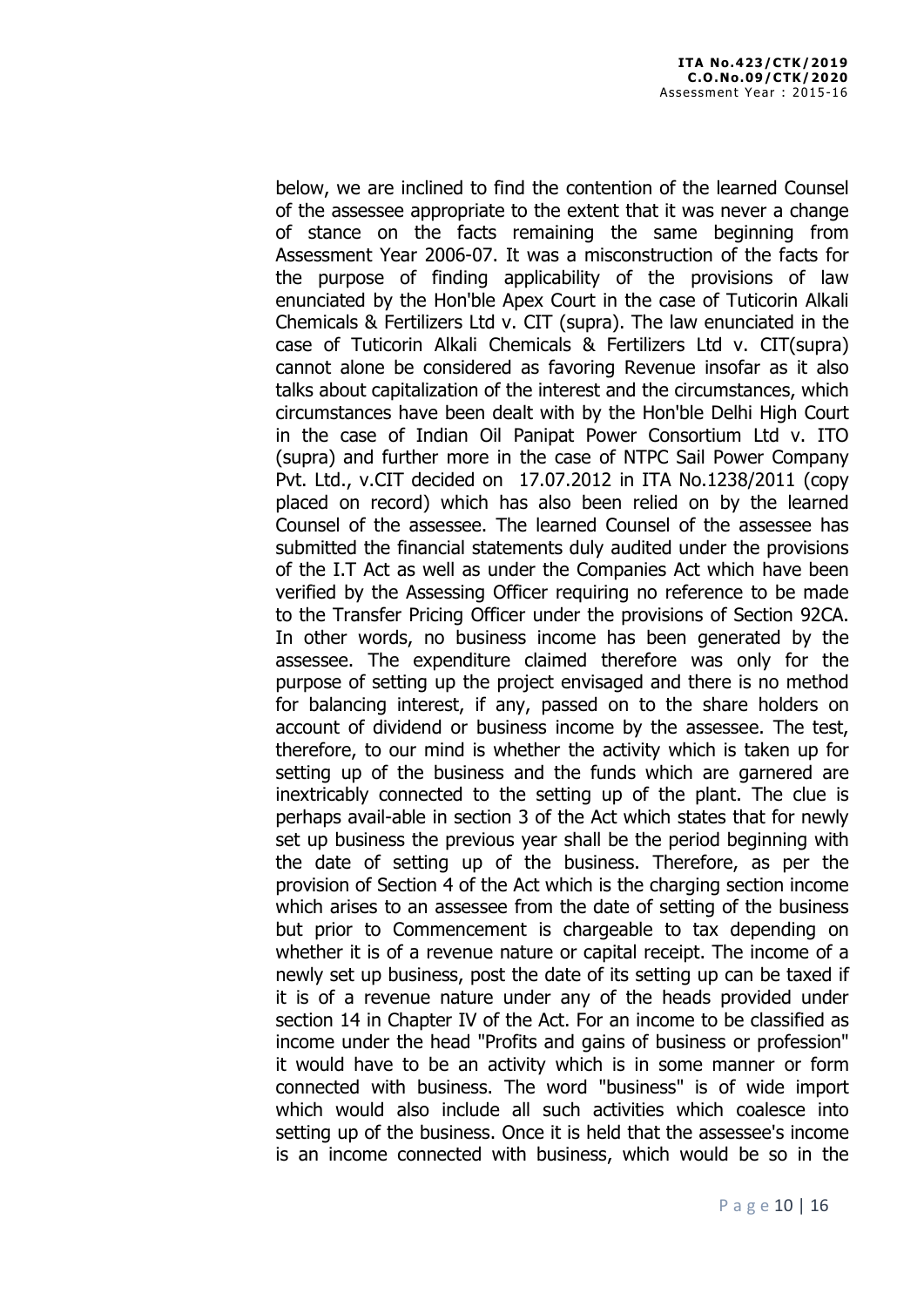below, we are inclined to find the contention of the learned Counsel of the assessee appropriate to the extent that it was never a change of stance on the facts remaining the same beginning from Assessment Year 2006-07. It was a misconstruction of the facts for the purpose of finding applicability of the provisions of law enunciated by the Hon'ble Apex Court in the case of Tuticorin Alkali Chemicals & Fertilizers Ltd v. CIT (supra). The law enunciated in the case of Tuticorin Alkali Chemicals & Fertilizers Ltd v. CIT(supra) cannot alone be considered as favoring Revenue insofar as it also talks about capitalization of the interest and the circumstances, which circumstances have been dealt with by the Hon'ble Delhi High Court in the case of Indian Oil Panipat Power Consortium Ltd v. ITO (supra) and further more in the case of NTPC Sail Power Company Pvt. Ltd., v.CIT decided on 17.07.2012 in ITA No.1238/2011 (copy placed on record) which has also been relied on by the learned Counsel of the assessee. The learned Counsel of the assessee has submitted the financial statements duly audited under the provisions of the I.T Act as well as under the Companies Act which have been verified by the Assessing Officer requiring no reference to be made to the Transfer Pricing Officer under the provisions of Section 92CA. In other words, no business income has been generated by the assessee. The expenditure claimed therefore was only for the purpose of setting up the project envisaged and there is no method for balancing interest, if any, passed on to the share holders on account of dividend or business income by the assessee. The test, therefore, to our mind is whether the activity which is taken up for setting up of the business and the funds which are garnered are inextricably connected to the setting up of the plant. The clue is perhaps avail-able in section 3 of the Act which states that for newly set up business the previous year shall be the period beginning with the date of setting up of the business. Therefore, as per the provision of Section 4 of the Act which is the charging section income which arises to an assessee from the date of setting of the business but prior to Commencement is chargeable to tax depending on whether it is of a revenue nature or capital receipt. The income of a newly set up business, post the date of its setting up can be taxed if it is of a revenue nature under any of the heads provided under section 14 in Chapter IV of the Act. For an income to be classified as income under the head "Profits and gains of business or profession" it would have to be an activity which is in some manner or form connected with business. The word "business" is of wide import which would also include all such activities which coalesce into setting up of the business. Once it is held that the assessee's income is an income connected with business, which would be so in the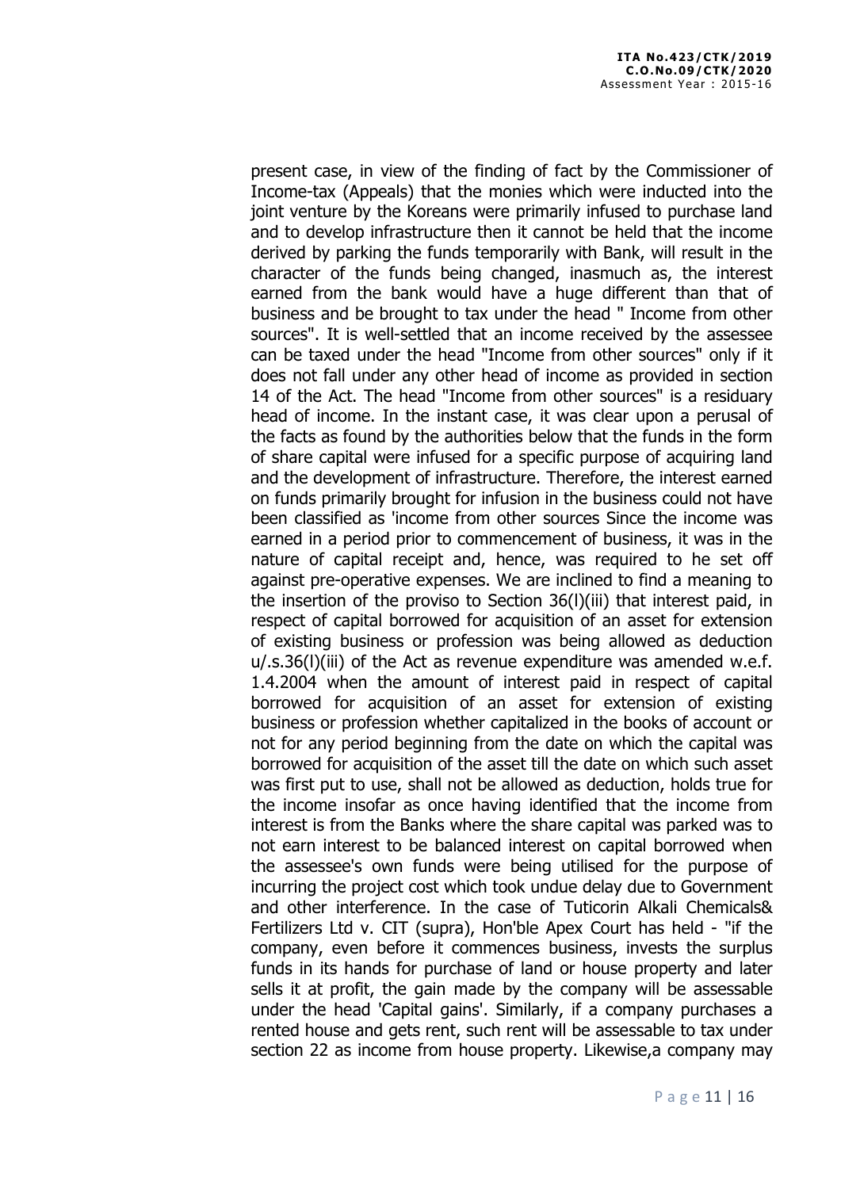present case, in view of the finding of fact by the Commissioner of Income-tax (Appeals) that the monies which were inducted into the joint venture by the Koreans were primarily infused to purchase land and to develop infrastructure then it cannot be held that the income derived by parking the funds temporarily with Bank, will result in the character of the funds being changed, inasmuch as, the interest earned from the bank would have a huge different than that of business and be brought to tax under the head " Income from other sources". It is well-settled that an income received by the assessee can be taxed under the head "Income from other sources" only if it does not fall under any other head of income as provided in section 14 of the Act. The head "Income from other sources" is a residuary head of income. In the instant case, it was clear upon a perusal of the facts as found by the authorities below that the funds in the form of share capital were infused for a specific purpose of acquiring land and the development of infrastructure. Therefore, the interest earned on funds primarily brought for infusion in the business could not have been classified as 'income from other sources Since the income was earned in a period prior to commencement of business, it was in the nature of capital receipt and, hence, was required to he set off against pre-operative expenses. We are inclined to find a meaning to the insertion of the proviso to Section 36(l)(iii) that interest paid, in respect of capital borrowed for acquisition of an asset for extension of existing business or profession was being allowed as deduction u/.s.36(l)(iii) of the Act as revenue expenditure was amended w.e.f. 1.4.2004 when the amount of interest paid in respect of capital borrowed for acquisition of an asset for extension of existing business or profession whether capitalized in the books of account or not for any period beginning from the date on which the capital was borrowed for acquisition of the asset till the date on which such asset was first put to use, shall not be allowed as deduction, holds true for the income insofar as once having identified that the income from interest is from the Banks where the share capital was parked was to not earn interest to be balanced interest on capital borrowed when the assessee's own funds were being utilised for the purpose of incurring the project cost which took undue delay due to Government and other interference. In the case of Tuticorin Alkali Chemicals& Fertilizers Ltd v. CIT (supra), Hon'ble Apex Court has held - "if the company, even before it commences business, invests the surplus funds in its hands for purchase of land or house property and later sells it at profit, the gain made by the company will be assessable under the head 'Capital gains'. Similarly, if a company purchases a rented house and gets rent, such rent will be assessable to tax under section 22 as income from house property. Likewise,a company may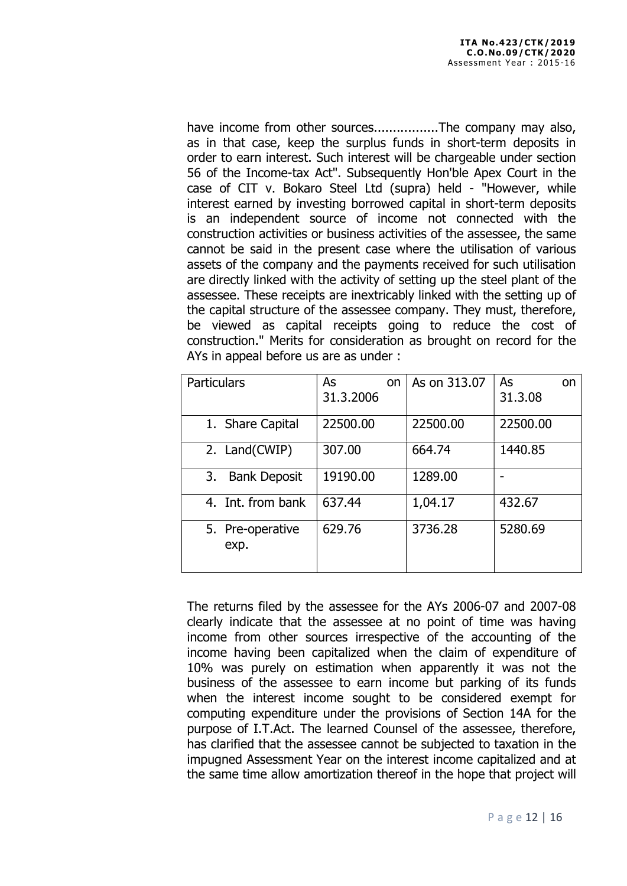have income from other sources.................The company may also, as in that case, keep the surplus funds in short-term deposits in order to earn interest. Such interest will be chargeable under section 56 of the Income-tax Act". Subsequently Hon'ble Apex Court in the case of CIT v. Bokaro Steel Ltd (supra) held - "However, while interest earned by investing borrowed capital in short-term deposits is an independent source of income not connected with the construction activities or business activities of the assessee, the same cannot be said in the present case where the utilisation of various assets of the company and the payments received for such utilisation are directly linked with the activity of setting up the steel plant of the assessee. These receipts are inextricably linked with the setting up of the capital structure of the assessee company. They must, therefore, be viewed as capital receipts going to reduce the cost of construction." Merits for consideration as brought on record for the AYs in appeal before us are as under :

| Particulars | As on 31.3.2006 | As on 313.07 | As on 31.3.08 |
|---|---|---|---|
| 1. Share Capital | 22500.00 | 22500.00 | 22500.00 |
| 2. Land(CWIP) | 307.00 | 664.74 | 1440.85 |
| 3. Bank Deposit | 19190.00 | 1289.00 | - |
| 4. Int. from bank | 637.44 | 1,04.17 | 432.67 |
| 5. Pre-operative exp. | 629.76 | 3736.28 | 5280.69 |

The returns filed by the assessee for the AYs 2006-07 and 2007-08 clearly indicate that the assessee at no point of time was having income from other sources irrespective of the accounting of the income having been capitalized when the claim of expenditure of 10% was purely on estimation when apparently it was not the business of the assessee to earn income but parking of its funds when the interest income sought to be considered exempt for computing expenditure under the provisions of Section 14A for the purpose of I.T.Act. The learned Counsel of the assessee, therefore, has clarified that the assessee cannot be subjected to taxation in the impugned Assessment Year on the interest income capitalized and at the same time allow amortization thereof in the hope that project will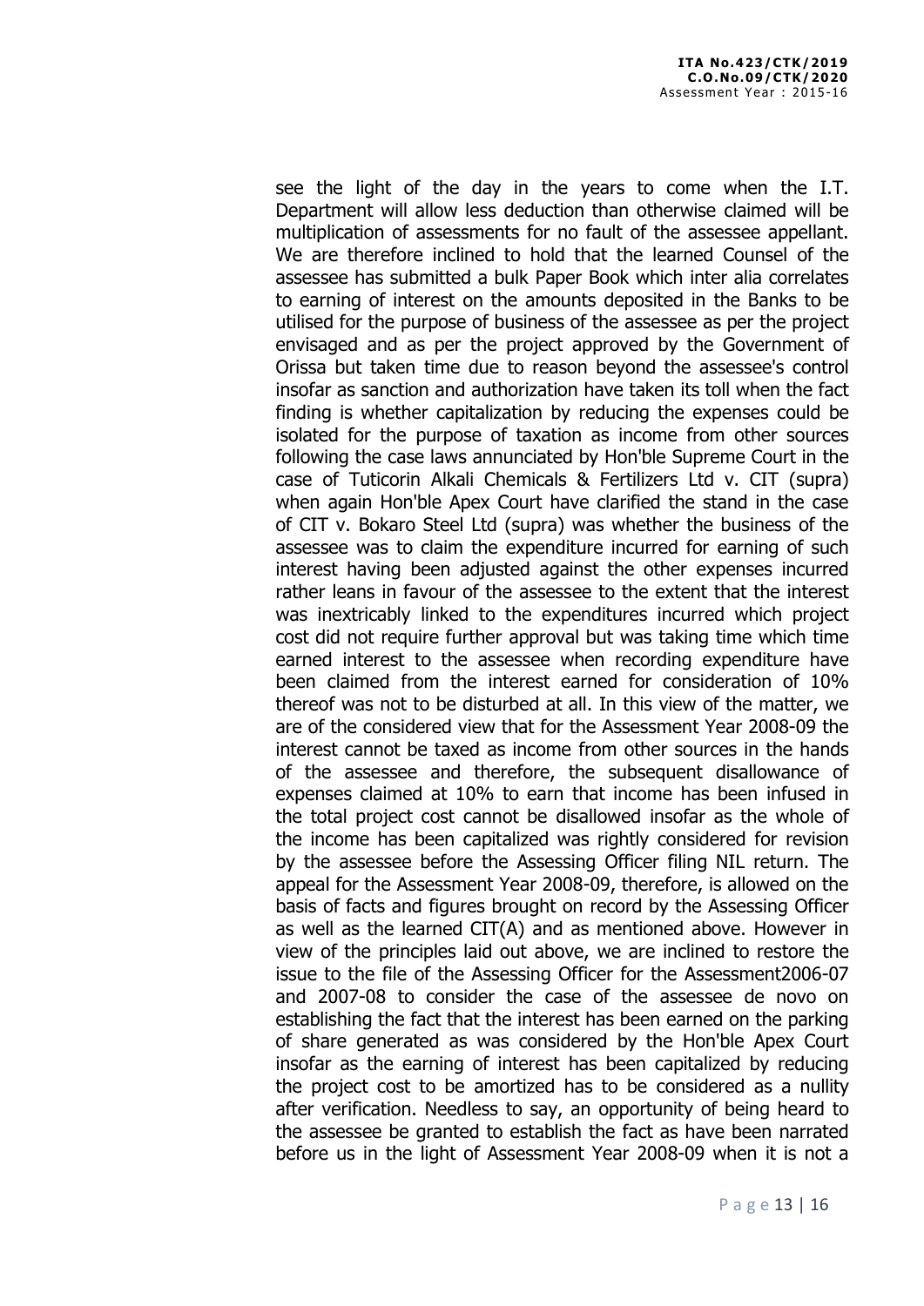see the light of the day in the years to come when the I.T. Department will allow less deduction than otherwise claimed will be multiplication of assessments for no fault of the assessee appellant. We are therefore inclined to hold that the learned Counsel of the assessee has submitted a bulk Paper Book which inter alia correlates to earning of interest on the amounts deposited in the Banks to be utilised for the purpose of business of the assessee as per the project envisaged and as per the project approved by the Government of Orissa but taken time due to reason beyond the assessee's control insofar as sanction and authorization have taken its toll when the fact finding is whether capitalization by reducing the expenses could be isolated for the purpose of taxation as income from other sources following the case laws annunciated by Hon'ble Supreme Court in the case of Tuticorin Alkali Chemicals & Fertilizers Ltd v. CIT (supra) when again Hon'ble Apex Court have clarified the stand in the case of CIT v. Bokaro Steel Ltd (supra) was whether the business of the assessee was to claim the expenditure incurred for earning of such interest having been adjusted against the other expenses incurred rather leans in favour of the assessee to the extent that the interest was inextricably linked to the expenditures incurred which project cost did not require further approval but was taking time which time earned interest to the assessee when recording expenditure have been claimed from the interest earned for consideration of 10% thereof was not to be disturbed at all. In this view of the matter, we are of the considered view that for the Assessment Year 2008-09 the interest cannot be taxed as income from other sources in the hands of the assessee and therefore, the subsequent disallowance of expenses claimed at 10% to earn that income has been infused in the total project cost cannot be disallowed insofar as the whole of the income has been capitalized was rightly considered for revision by the assessee before the Assessing Officer filing NIL return. The appeal for the Assessment Year 2008-09, therefore, is allowed on the basis of facts and figures brought on record by the Assessing Officer as well as the learned CIT(A) and as mentioned above. However in view of the principles laid out above, we are inclined to restore the issue to the file of the Assessing Officer for the Assessment2006-07 and 2007-08 to consider the case of the assessee de novo on establishing the fact that the interest has been earned on the parking of share generated as was considered by the Hon'ble Apex Court insofar as the earning of interest has been capitalized by reducing the project cost to be amortized has to be considered as a nullity after verification. Needless to say, an opportunity of being heard to the assessee be granted to establish the fact as have been narrated before us in the light of Assessment Year 2008-09 when it is not a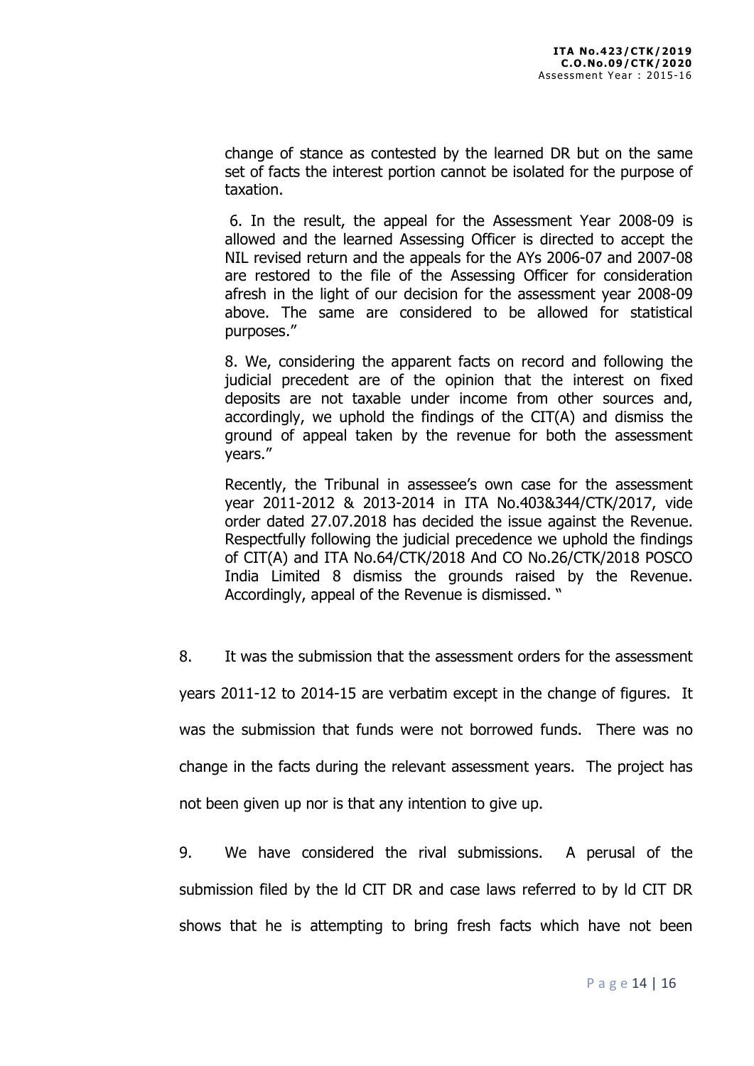> change of stance as contested by the learned DR but on the same set of facts the interest portion cannot be isolated for the purpose of taxation.
>
> 6. In the result, the appeal for the Assessment Year 2008-09 is allowed and the learned Assessing Officer is directed to accept the NIL revised return and the appeals for the AYs 2006-07 and 2007-08 are restored to the file of the Assessing Officer for consideration afresh in the light of our decision for the assessment year 2008-09 above. The same are considered to be allowed for statistical purposes."
>
> 8. We, considering the apparent facts on record and following the judicial precedent are of the opinion that the interest on fixed deposits are not taxable under income from other sources and, accordingly, we uphold the findings of the CIT(A) and dismiss the ground of appeal taken by the revenue for both the assessment years."
>
> Recently, the Tribunal in assessee's own case for the assessment year 2011-2012 & 2013-2014 in ITA No.403&344/CTK/2017, vide order dated 27.07.2018 has decided the issue against the Revenue. Respectfully following the judicial precedence we uphold the findings of CIT(A) and ITA No.64/CTK/2018 And CO No.26/CTK/2018 POSCO India Limited 8 dismiss the grounds raised by the Revenue. Accordingly, appeal of the Revenue is dismissed. "

8. It was the submission that the assessment orders for the assessment years 2011-12 to 2014-15 are verbatim except in the change of figures. It was the submission that funds were not borrowed funds. There was no change in the facts during the relevant assessment years. The project has not been given up nor is that any intention to give up.

9. We have considered the rival submissions. A perusal of the submission filed by the ld CIT DR and case laws referred to by ld CIT DR shows that he is attempting to bring fresh facts which have not been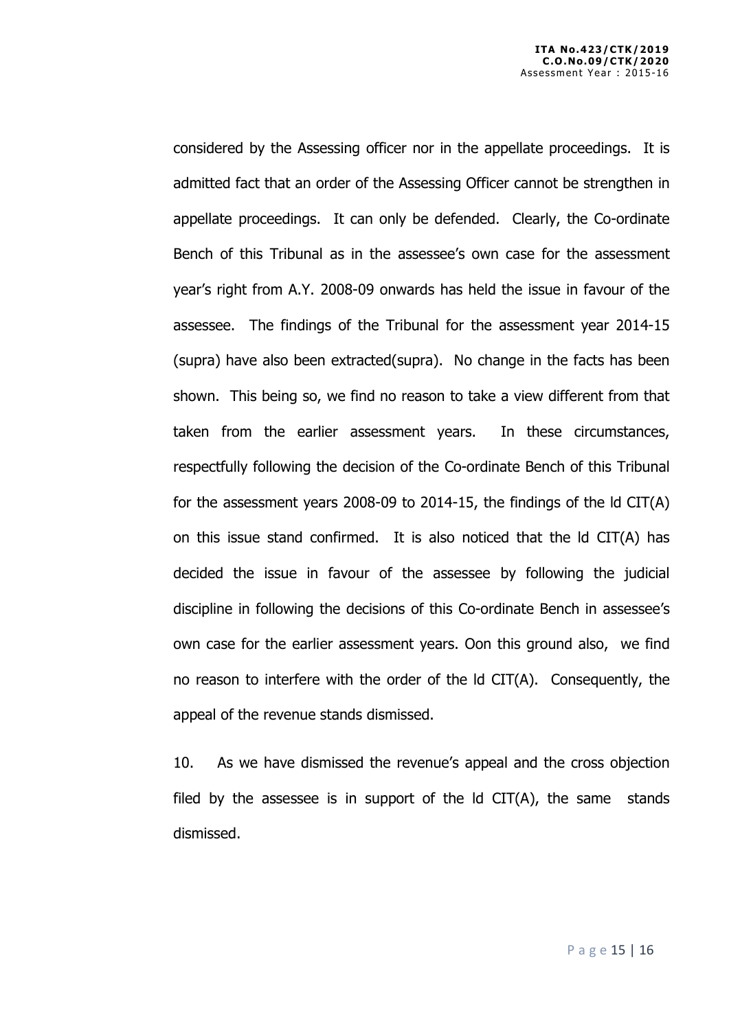considered by the Assessing officer nor in the appellate proceedings. It is admitted fact that an order of the Assessing Officer cannot be strengthen in appellate proceedings. It can only be defended. Clearly, the Co-ordinate Bench of this Tribunal as in the assessee's own case for the assessment year's right from A.Y. 2008-09 onwards has held the issue in favour of the assessee. The findings of the Tribunal for the assessment year 2014-15 (supra) have also been extracted(supra). No change in the facts has been shown. This being so, we find no reason to take a view different from that taken from the earlier assessment years. In these circumstances, respectfully following the decision of the Co-ordinate Bench of this Tribunal for the assessment years 2008-09 to 2014-15, the findings of the ld CIT(A) on this issue stand confirmed. It is also noticed that the ld CIT(A) has decided the issue in favour of the assessee by following the judicial discipline in following the decisions of this Co-ordinate Bench in assessee's own case for the earlier assessment years. Oon this ground also, we find no reason to interfere with the order of the ld CIT(A). Consequently, the appeal of the revenue stands dismissed.

10. As we have dismissed the revenue's appeal and the cross objection filed by the assessee is in support of the ld CIT(A), the same stands dismissed.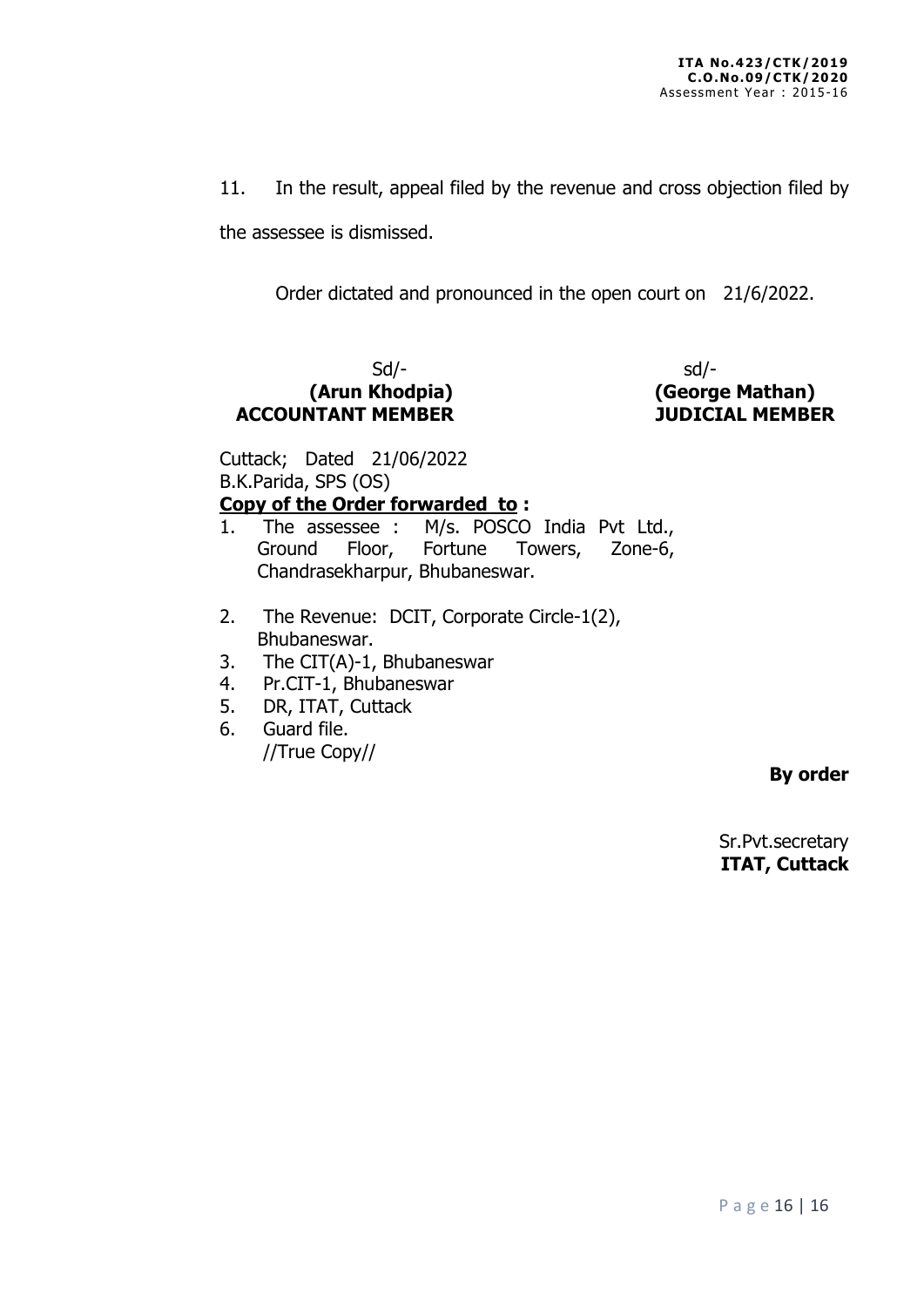11. In the result, appeal filed by the revenue and cross objection filed by the assessee is dismissed.

Order dictated and pronounced in the open court on 21/6/2022.

| | |
|---|---|
| Sd/- | sd/- |
| **(Arun Khodpia)** | **(George Mathan)** |
| **ACCOUNTANT MEMBER** | **JUDICIAL MEMBER** |

Cuttack; Dated 21/06/2022
B.K.Parida, SPS (OS)

**Copy of the Order forwarded to :**

1. The assessee : M/s. POSCO India Pvt Ltd., Ground Floor, Fortune Towers, Zone-6, Chandrasekharpur, Bhubaneswar.
2. The Revenue: DCIT, Corporate Circle-1(2), Bhubaneswar.
3. The CIT(A)-1, Bhubaneswar
4. Pr.CIT-1, Bhubaneswar
5. DR, ITAT, Cuttack
6. Guard file.

//True Copy//

**By order**

Sr.Pvt.secretary
**ITAT, Cuttack**